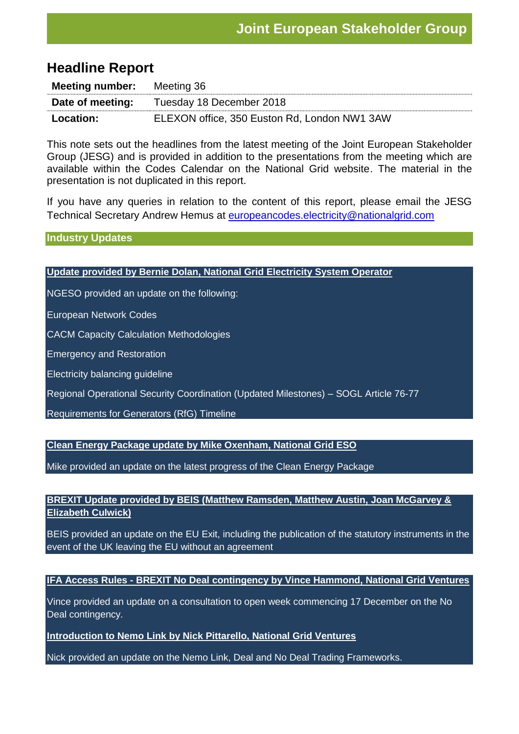**Joint European Stakeholder Group**

# Headline Report

| | |
|---|---|
| **Meeting number:** | Meeting 36 |
| **Date of meeting:** | Tuesday 18 December 2018 |
| **Location:** | ELEXON office, 350 Euston Rd, London NW1 3AW |

This note sets out the headlines from the latest meeting of the Joint European Stakeholder Group (JESG) and is provided in addition to the presentations from the meeting which are available within the Codes Calendar on the National Grid website. The material in the presentation is not duplicated in this report.

If you have any queries in relation to the content of this report, please email the JESG Technical Secretary Andrew Hemus at europeancodes.electricity@nationalgrid.com

## Industry Updates

**Update provided by Bernie Dolan, National Grid Electricity System Operator**

NGESO provided an update on the following:

European Network Codes

CACM Capacity Calculation Methodologies

Emergency and Restoration

Electricity balancing guideline

Regional Operational Security Coordination (Updated Milestones) – SOGL Article 76-77

Requirements for Generators (RfG) Timeline

**Clean Energy Package update by Mike Oxenham, National Grid ESO**

Mike provided an update on the latest progress of the Clean Energy Package

**BREXIT Update provided by BEIS (Matthew Ramsden, Matthew Austin, Joan McGarvey & Elizabeth Culwick)**

BEIS provided an update on the EU Exit, including the publication of the statutory instruments in the event of the UK leaving the EU without an agreement

**IFA Access Rules - BREXIT No Deal contingency by Vince Hammond, National Grid Ventures**

Vince provided an update on a consultation to open week commencing 17 December on the No Deal contingency.

**Introduction to Nemo Link by Nick Pittarello, National Grid Ventures**

Nick provided an update on the Nemo Link, Deal and No Deal Trading Frameworks.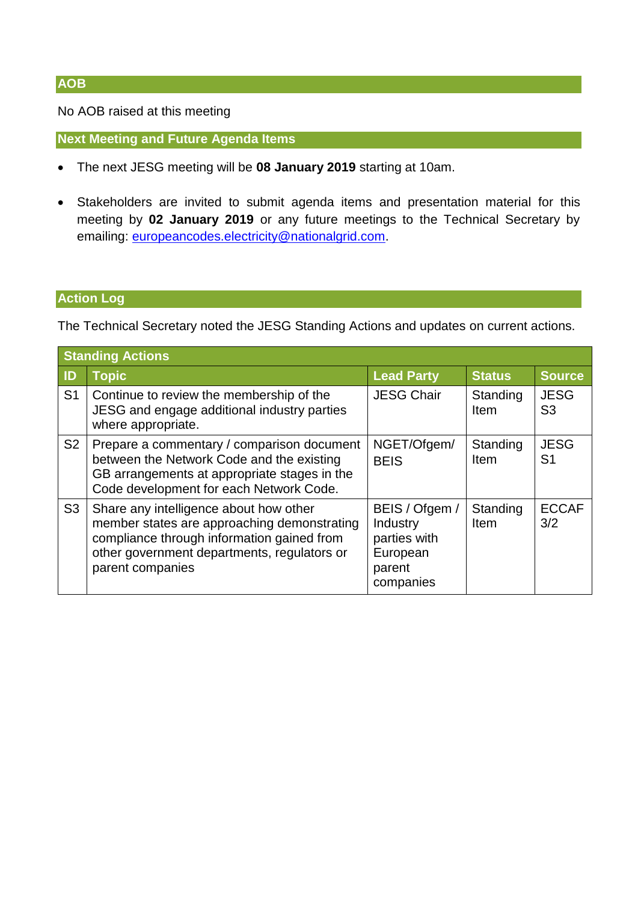## AOB

No AOB raised at this meeting

## Next Meeting and Future Agenda Items

- The next JESG meeting will be **08 January 2019** starting at 10am.
- Stakeholders are invited to submit agenda items and presentation material for this meeting by **02 January 2019** or any future meetings to the Technical Secretary by emailing: europeancodes.electricity@nationalgrid.com.

## Action Log

The Technical Secretary noted the JESG Standing Actions and updates on current actions.

| Standing Actions | | | | |
|---|---|---|---|---|
| **ID** | **Topic** | **Lead Party** | **Status** | **Source** |
| S1 | Continue to review the membership of the JESG and engage additional industry parties where appropriate. | JESG Chair | Standing Item | JESG S3 |
| S2 | Prepare a commentary / comparison document between the Network Code and the existing GB arrangements at appropriate stages in the Code development for each Network Code. | NGET/Ofgem/ BEIS | Standing Item | JESG S1 |
| S3 | Share any intelligence about how other member states are approaching demonstrating compliance through information gained from other government departments, regulators or parent companies | BEIS / Ofgem / Industry parties with European parent companies | Standing Item | ECCAF 3/2 |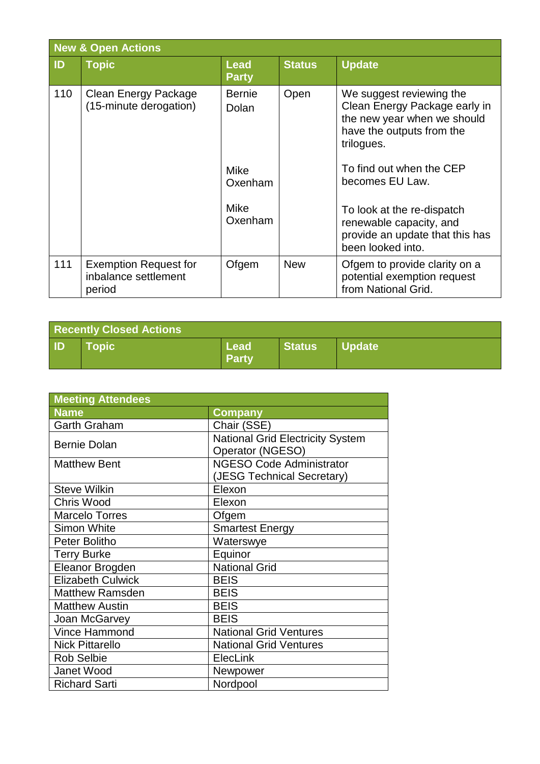| New & Open Actions | | | | |
|---|---|---|---|---|
| ID | Topic | Lead Party | Status | Update |
| 110 | Clean Energy Package (15-minute derogation) | Bernie Dolan<br><br>Mike Oxenham<br><br>Mike Oxenham | Open | We suggest reviewing the Clean Energy Package early in the new year when we should have the outputs from the trilogues.<br><br>To find out when the CEP becomes EU Law.<br><br>To look at the re-dispatch renewable capacity, and provide an update that this has been looked into. |
| 111 | Exemption Request for inbalance settlement period | Ofgem | New | Ofgem to provide clarity on a potential exemption request from National Grid. |

| Recently Closed Actions | | | | |
|---|---|---|---|---|
| ID | Topic | Lead Party | Status | Update |

| Meeting Attendees | |
|---|---|
| Name | Company |
| Garth Graham | Chair (SSE) |
| Bernie Dolan | National Grid Electricity System Operator (NGESO) |
| Matthew Bent | NGESO Code Administrator (JESG Technical Secretary) |
| Steve Wilkin | Elexon |
| Chris Wood | Elexon |
| Marcelo Torres | Ofgem |
| Simon White | Smartest Energy |
| Peter Bolitho | Waterswye |
| Terry Burke | Equinor |
| Eleanor Brogden | National Grid |
| Elizabeth Culwick | BEIS |
| Matthew Ramsden | BEIS |
| Matthew Austin | BEIS |
| Joan McGarvey | BEIS |
| Vince Hammond | National Grid Ventures |
| Nick Pittarello | National Grid Ventures |
| Rob Selbie | ElecLink |
| Janet Wood | Newpower |
| Richard Sarti | Nordpool |